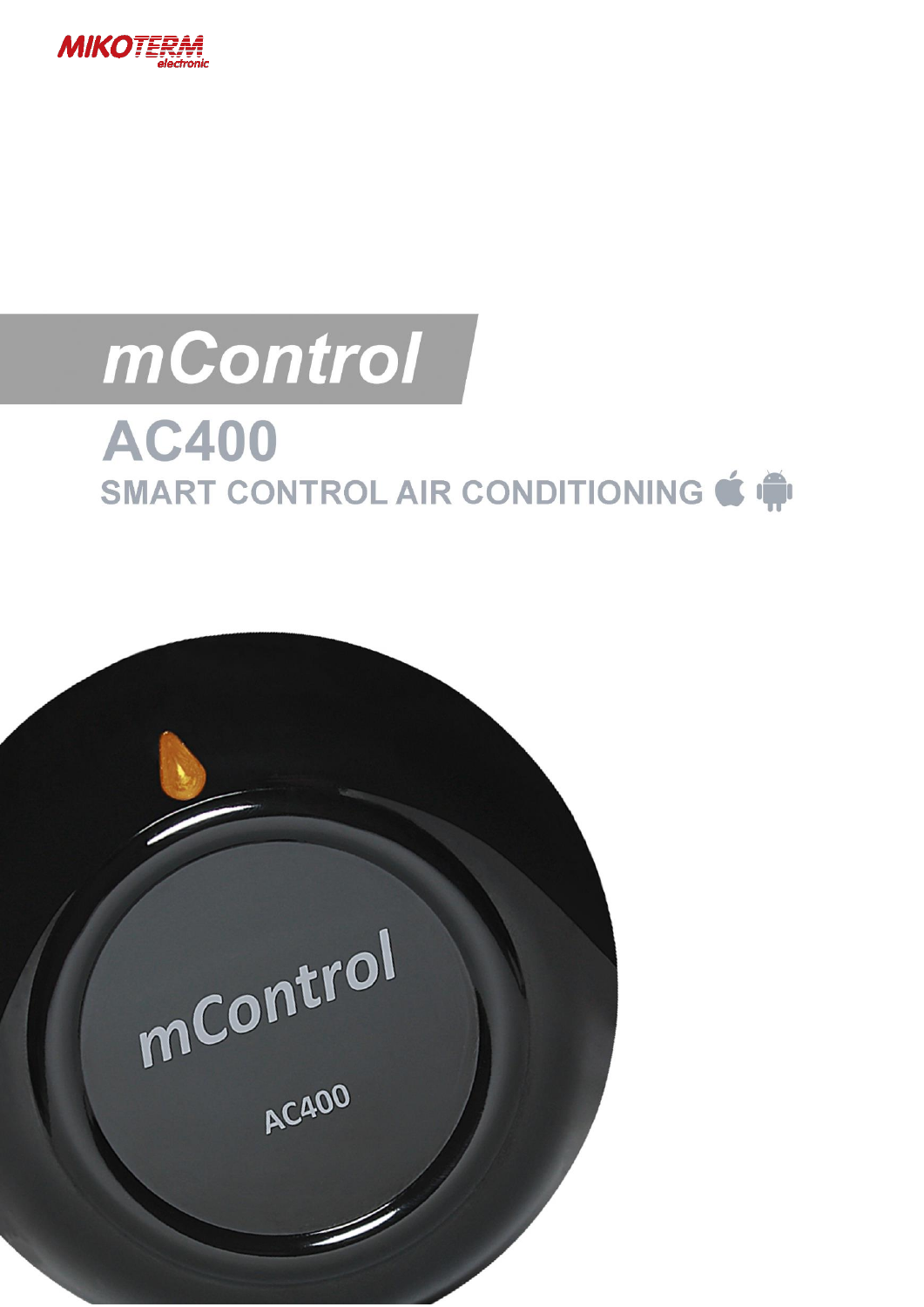MIKOTERM electronic

# mControl

## AC400

### SMART CONTROL AIR CONDITIONING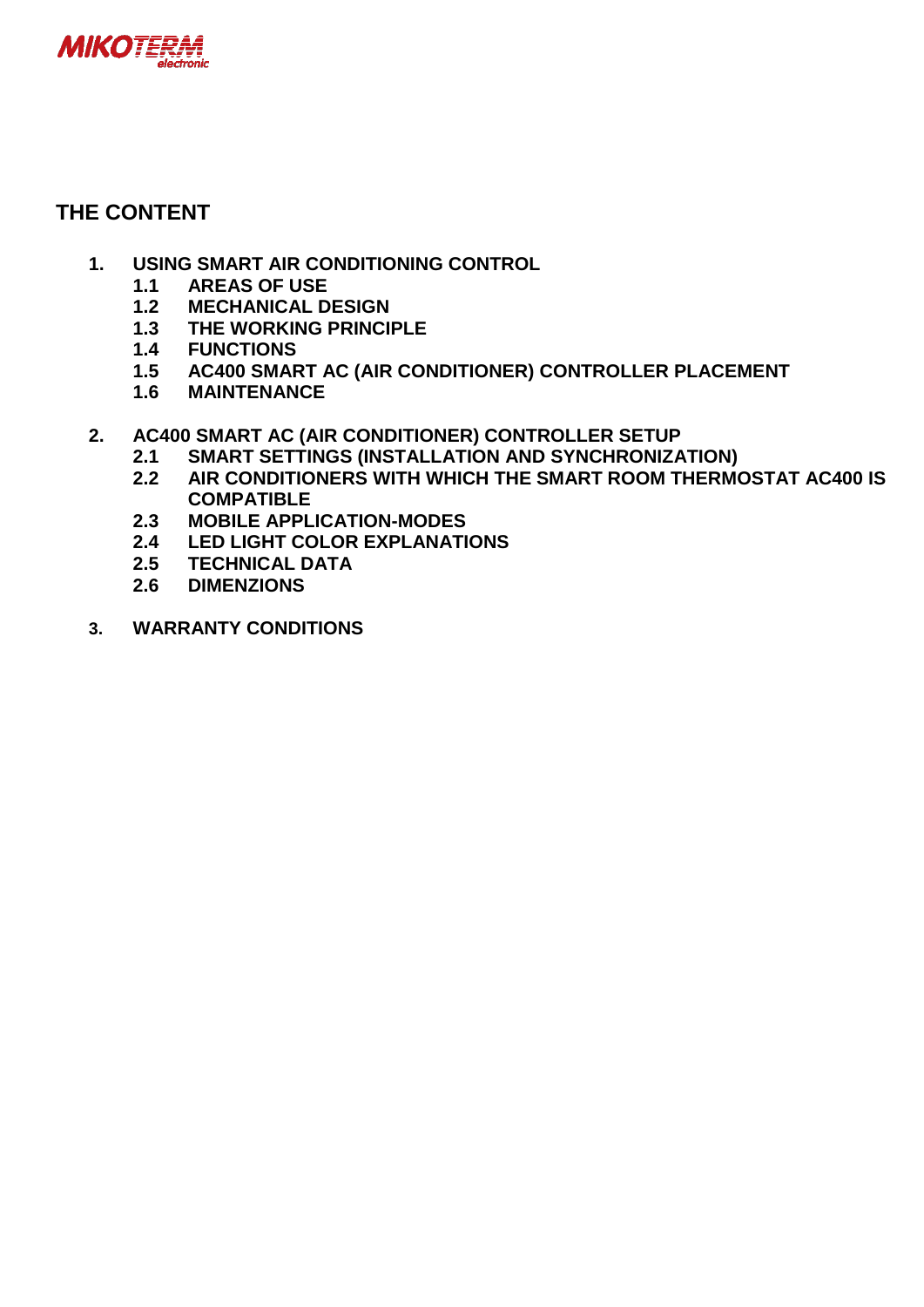# THE CONTENT

1. **USING SMART AIR CONDITIONING CONTROL**
   - **1.1 AREAS OF USE**
   - **1.2 MECHANICAL DESIGN**
   - **1.3 THE WORKING PRINCIPLE**
   - **1.4 FUNCTIONS**
   - **1.5 AC400 SMART AC (AIR CONDITIONER) CONTROLLER PLACEMENT**
   - **1.6 MAINTENANCE**

2. **AC400 SMART AC (AIR CONDITIONER) CONTROLLER SETUP**
   - **2.1 SMART SETTINGS (INSTALLATION AND SYNCHRONIZATION)**
   - **2.2 AIR CONDITIONERS WITH WHICH THE SMART ROOM THERMOSTAT AC400 IS COMPATIBLE**
   - **2.3 MOBILE APPLICATION-MODES**
   - **2.4 LED LIGHT COLOR EXPLANATIONS**
   - **2.5 TECHNICAL DATA**
   - **2.6 DIMENZIONS**

3. **WARRANTY CONDITIONS**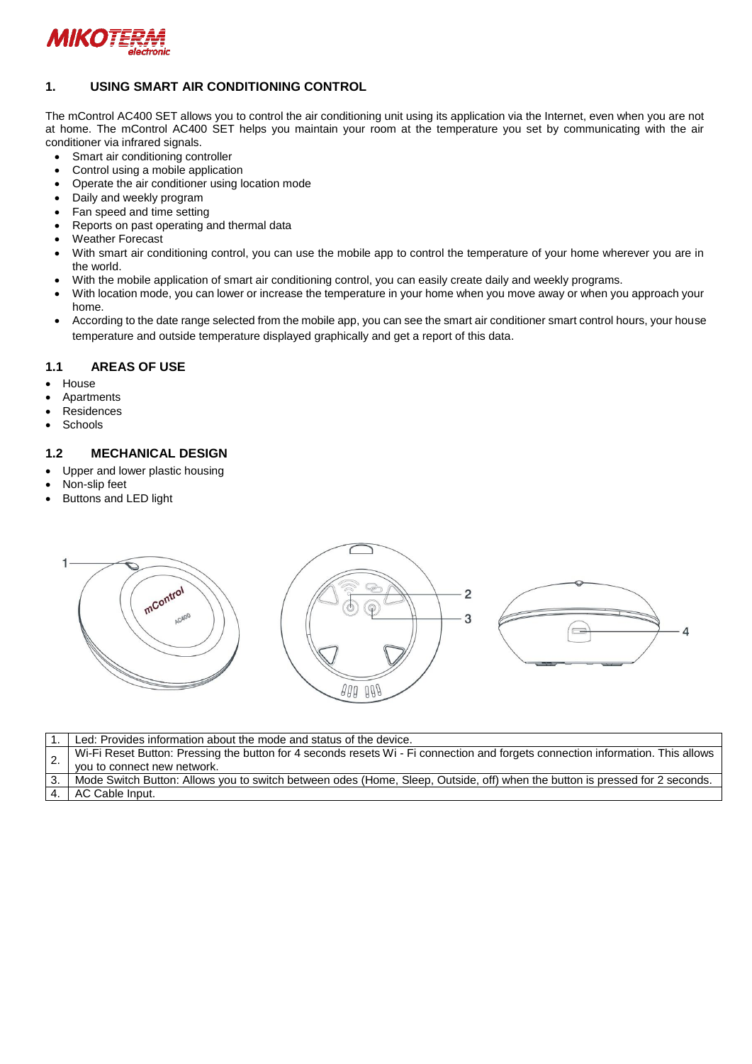## 1. USING SMART AIR CONDITIONING CONTROL

The mControl AC400 SET allows you to control the air conditioning unit using its application via the Internet, even when you are not at home. The mControl AC400 SET helps you maintain your room at the temperature you set by communicating with the air conditioner via infrared signals.

- Smart air conditioning controller
- Control using a mobile application
- Operate the air conditioner using location mode
- Daily and weekly program
- Fan speed and time setting
- Reports on past operating and thermal data
- Weather Forecast
- With smart air conditioning control, you can use the mobile app to control the temperature of your home wherever you are in the world.
- With the mobile application of smart air conditioning control, you can easily create daily and weekly programs.
- With location mode, you can lower or increase the temperature in your home when you move away or when you approach your home.
- According to the date range selected from the mobile app, you can see the smart air conditioner smart control hours, your house temperature and outside temperature displayed graphically and get a report of this data.

### 1.1 AREAS OF USE

- House
- Apartments
- Residences
- Schools

### 1.2 MECHANICAL DESIGN

- Upper and lower plastic housing
- Non-slip feet
- Buttons and LED light

| | |
|---|---|
| 1. | Led: Provides information about the mode and status of the device. |
| 2. | Wi-Fi Reset Button: Pressing the button for 4 seconds resets Wi - Fi connection and forgets connection information. This allows you to connect new network. |
| 3. | Mode Switch Button: Allows you to switch between odes (Home, Sleep, Outside, off) when the button is pressed for 2 seconds. |
| 4. | AC Cable Input. |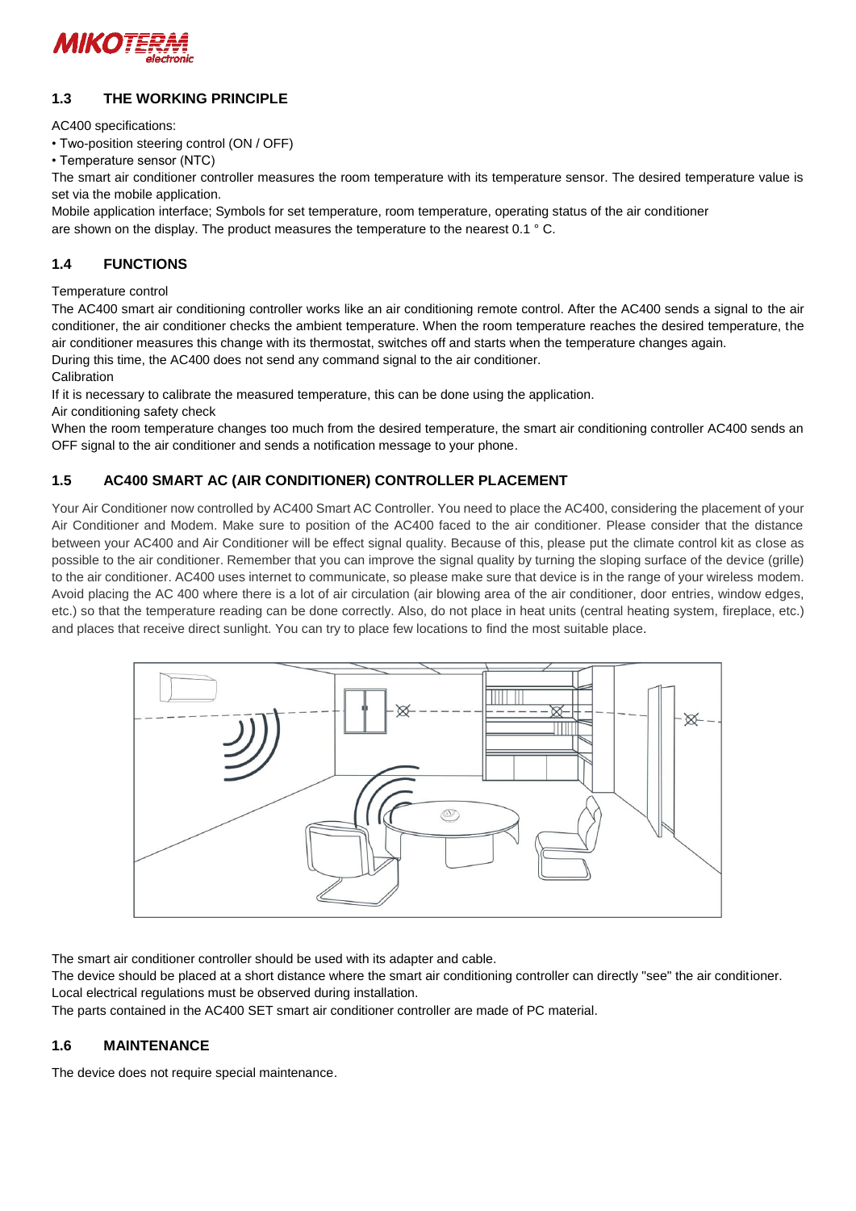## 1.3 THE WORKING PRINCIPLE

AC400 specifications:

- Two-position steering control (ON / OFF)
- Temperature sensor (NTC)

The smart air conditioner controller measures the room temperature with its temperature sensor. The desired temperature value is set via the mobile application.

Mobile application interface; Symbols for set temperature, room temperature, operating status of the air conditioner are shown on the display. The product measures the temperature to the nearest 0.1 ° C.

## 1.4 FUNCTIONS

Temperature control

The AC400 smart air conditioning controller works like an air conditioning remote control. After the AC400 sends a signal to the air conditioner, the air conditioner checks the ambient temperature. When the room temperature reaches the desired temperature, the air conditioner measures this change with its thermostat, switches off and starts when the temperature changes again.

During this time, the AC400 does not send any command signal to the air conditioner.

Calibration

If it is necessary to calibrate the measured temperature, this can be done using the application.

Air conditioning safety check

When the room temperature changes too much from the desired temperature, the smart air conditioning controller AC400 sends an OFF signal to the air conditioner and sends a notification message to your phone.

## 1.5 AC400 SMART AC (AIR CONDITIONER) CONTROLLER PLACEMENT

Your Air Conditioner now controlled by AC400 Smart AC Controller. You need to place the AC400, considering the placement of your Air Conditioner and Modem. Make sure to position of the AC400 faced to the air conditioner. Please consider that the distance between your AC400 and Air Conditioner will be effect signal quality. Because of this, please put the climate control kit as close as possible to the air conditioner. Remember that you can improve the signal quality by turning the sloping surface of the device (grille) to the air conditioner. AC400 uses internet to communicate, so please make sure that device is in the range of your wireless modem. Avoid placing the AC 400 where there is a lot of air circulation (air blowing area of the air conditioner, door entries, window edges, etc.) so that the temperature reading can be done correctly. Also, do not place in heat units (central heating system, fireplace, etc.) and places that receive direct sunlight. You can try to place few locations to find the most suitable place.

The smart air conditioner controller should be used with its adapter and cable.

The device should be placed at a short distance where the smart air conditioning controller can directly "see" the air conditioner.

Local electrical regulations must be observed during installation.

The parts contained in the AC400 SET smart air conditioner controller are made of PC material.

## 1.6 MAINTENANCE

The device does not require special maintenance.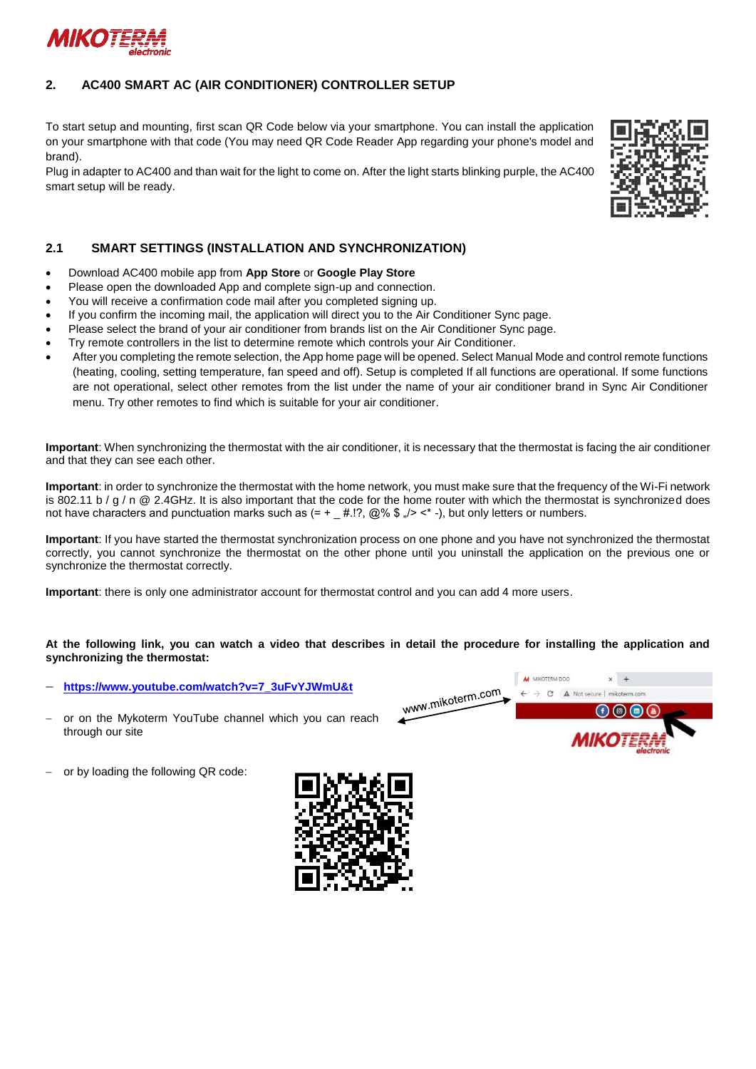## 2. AC400 SMART AC (AIR CONDITIONER) CONTROLLER SETUP

To start setup and mounting, first scan QR Code below via your smartphone. You can install the application on your smartphone with that code (You may need QR Code Reader App regarding your phone's model and brand).
Plug in adapter to AC400 and than wait for the light to come on. After the light starts blinking purple, the AC400 smart setup will be ready.

### 2.1 SMART SETTINGS (INSTALLATION AND SYNCHRONIZATION)

- Download AC400 mobile app from **App Store** or **Google Play Store**
- Please open the downloaded App and complete sign-up and connection.
- You will receive a confirmation code mail after you completed signing up.
- If you confirm the incoming mail, the application will direct you to the Air Conditioner Sync page.
- Please select the brand of your air conditioner from brands list on the Air Conditioner Sync page.
- Try remote controllers in the list to determine which remote which controls your Air Conditioner.
- After you completing the remote selection, the App home page will be opened. Select Manual Mode and control remote functions (heating, cooling, setting temperature, fan speed and off). Setup is completed If all functions are operational. If some functions are not operational, select other remotes from the list under the name of your air conditioner brand in Sync Air Conditioner menu. Try other remotes to find which is suitable for your air conditioner.

**Important**: When synchronizing the thermostat with the air conditioner, it is necessary that the thermostat is facing the air conditioner and that they can see each other.

**Important**: in order to synchronize the thermostat with the home network, you must make sure that the frequency of the Wi-Fi network is 802.11 b / g / n @ 2.4GHz. It is also important that the code for the home router with which the thermostat is synchronized does not have characters and punctuation marks such as (= + _ #.!?, @% $ „/> <* -), but only letters or numbers.

**Important**: If you have started the thermostat synchronization process on one phone and you have not synchronized the thermostat correctly, you cannot synchronize the thermostat on the other phone until you uninstall the application on the previous one or synchronize the thermostat correctly.

**Important**: there is only one administrator account for thermostat control and you can add 4 more users.

**At the following link, you can watch a video that describes in detail the procedure for installing the application and synchronizing the thermostat:**

- **https://www.youtube.com/watch?v=7_3uFvYJWmU&t**
- or on the Mykoterm YouTube channel which you can reach through our site

www.mikoterm.com

- or by loading the following QR code: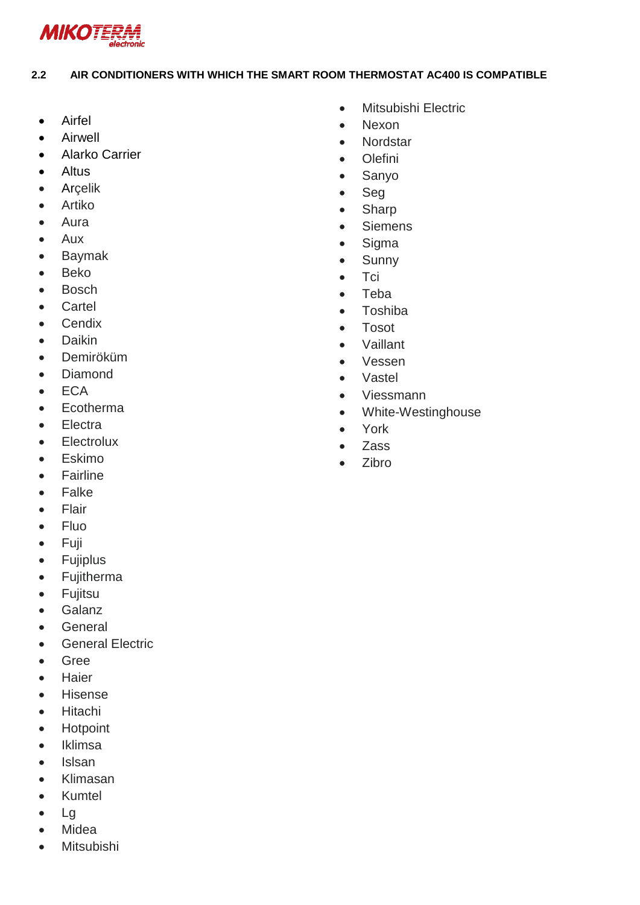## 2.2 AIR CONDITIONERS WITH WHICH THE SMART ROOM THERMOSTAT AC400 IS COMPATIBLE

- Airfel
- Airwell
- Alarko Carrier
- Altus
- Arçelik
- Artiko
- Aura
- Aux
- Baymak
- Beko
- Bosch
- Cartel
- Cendix
- Daikin
- Demirököm
- Diamond
- ECA
- Ecotherma
- Electra
- Electrolux
- Eskimo
- Fairline
- Falke
- Flair
- Fluo
- Fuji
- Fujiplus
- Fujitherma
- Fujitsu
- Galanz
- General
- General Electric
- Gree
- Haier
- Hisense
- Hitachi
- Hotpoint
- Iklimsa
- Islsan
- Klimasan
- Kumtel
- Lg
- Midea
- Mitsubishi
- Mitsubishi Electric
- Nexon
- Nordstar
- Olefini
- Sanyo
- Seg
- Sharp
- Siemens
- Sigma
- Sunny
- Tci
- Teba
- Toshiba
- Tosot
- Vaillant
- Vessen
- Vastel
- Viessmann
- White-Westinghouse
- York
- Zass
- Zibro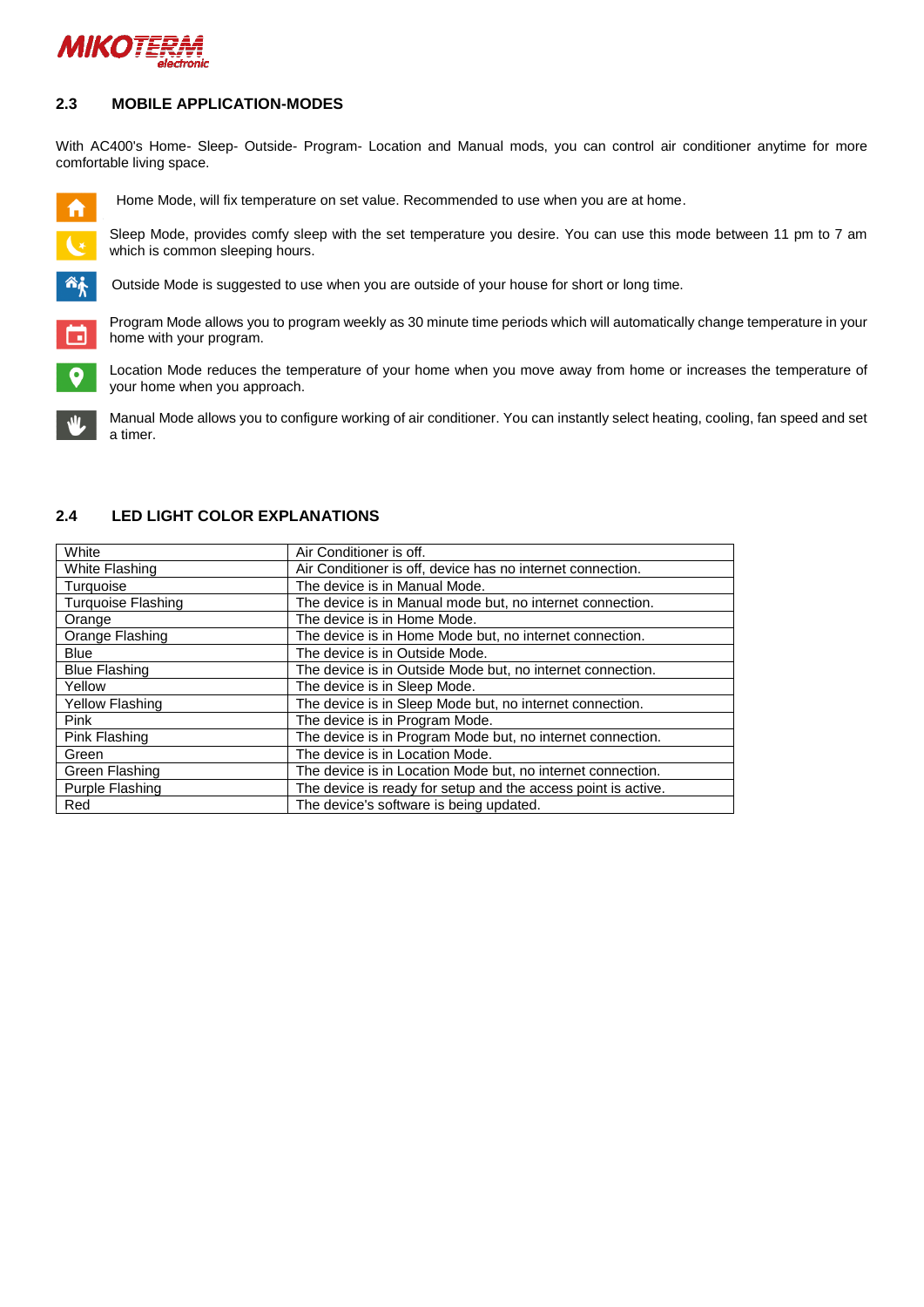## 2.3 MOBILE APPLICATION-MODES

With AC400's Home- Sleep- Outside- Program- Location and Manual mods, you can control air conditioner anytime for more comfortable living space.

Home Mode, will fix temperature on set value. Recommended to use when you are at home.

Sleep Mode, provides comfy sleep with the set temperature you desire. You can use this mode between 11 pm to 7 am which is common sleeping hours.

Outside Mode is suggested to use when you are outside of your house for short or long time.

Program Mode allows you to program weekly as 30 minute time periods which will automatically change temperature in your home with your program.

Location Mode reduces the temperature of your home when you move away from home or increases the temperature of your home when you approach.

Manual Mode allows you to configure working of air conditioner. You can instantly select heating, cooling, fan speed and set a timer.

## 2.4 LED LIGHT COLOR EXPLANATIONS

| White | Air Conditioner is off. |
|---|---|
| White Flashing | Air Conditioner is off, device has no internet connection. |
| Turquoise | The device is in Manual Mode. |
| Turquoise Flashing | The device is in Manual mode but, no internet connection. |
| Orange | The device is in Home Mode. |
| Orange Flashing | The device is in Home Mode but, no internet connection. |
| Blue | The device is in Outside Mode. |
| Blue Flashing | The device is in Outside Mode but, no internet connection. |
| Yellow | The device is in Sleep Mode. |
| Yellow Flashing | The device is in Sleep Mode but, no internet connection. |
| Pink | The device is in Program Mode. |
| Pink Flashing | The device is in Program Mode but, no internet connection. |
| Green | The device is in Location Mode. |
| Green Flashing | The device is in Location Mode but, no internet connection. |
| Purple Flashing | The device is ready for setup and the access point is active. |
| Red | The device's software is being updated. |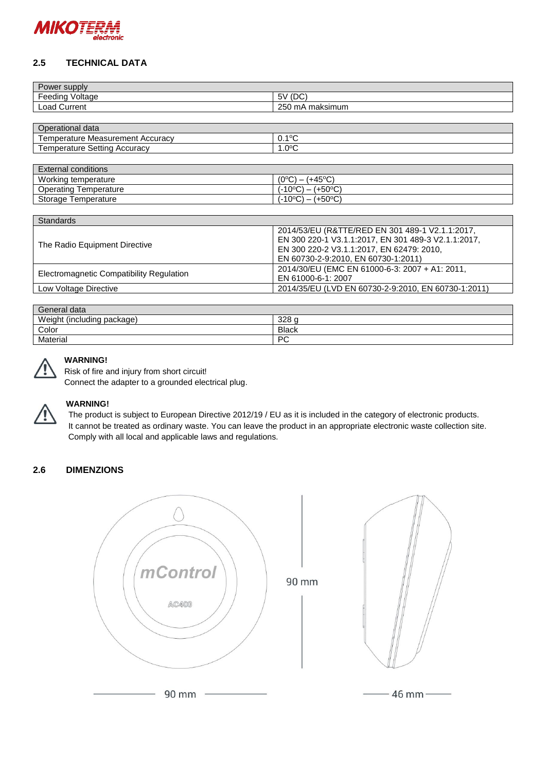## 2.5 TECHNICAL DATA

| Power supply | |
|---|---|
| Feeding Voltage | 5V (DC) |
| Load Current | 250 mA maksimum |

| Operational data | |
|---|---|
| Temperature Measurement Accuracy | 0.1ºC |
| Temperature Setting Accuracy | 1.0ºC |

| External conditions | |
|---|---|
| Working temperature | (0ºC) – (+45ºC) |
| Operating Temperature | (-10ºC) – (+50ºC) |
| Storage Temperature | (-10ºC) – (+50ºC) |

| Standards | |
|---|---|
| The Radio Equipment Directive | 2014/53/EU (R&TTE/RED EN 301 489-1 V2.1.1:2017, EN 300 220-1 V3.1.1:2017, EN 301 489-3 V2.1.1:2017, EN 300 220-2 V3.1.1:2017, EN 62479: 2010, EN 60730-2-9:2010, EN 60730-1:2011) |
| Electromagnetic Compatibility Regulation | 2014/30/EU (EMC EN 61000-6-3: 2007 + A1: 2011, EN 61000-6-1: 2007 |
| Low Voltage Directive | 2014/35/EU (LVD EN 60730-2-9:2010, EN 60730-1:2011) |

| General data | |
|---|---|
| Weight (including package) | 328 g |
| Color | Black |
| Material | PC |

**WARNING!**
Risk of fire and injury from short circuit!
Connect the adapter to a grounded electrical plug.

**WARNING!**
The product is subject to European Directive 2012/19 / EU as it is included in the category of electronic products. It cannot be treated as ordinary waste. You can leave the product in an appropriate electronic waste collection site. Comply with all local and applicable laws and regulations.

## 2.6 DIMENZIONS

mControl
AC400

90 mm

90 mm

46 mm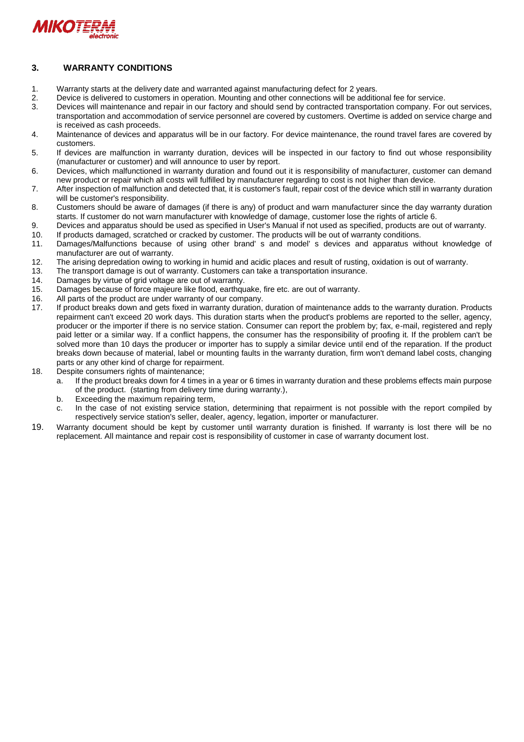## 3. WARRANTY CONDITIONS

1. Warranty starts at the delivery date and warranted against manufacturing defect for 2 years.
2. Device is delivered to customers in operation. Mounting and other connections will be additional fee for service.
3. Devices will maintenance and repair in our factory and should send by contracted transportation company. For out services, transportation and accommodation of service personnel are covered by customers. Overtime is added on service charge and is received as cash proceeds.
4. Maintenance of devices and apparatus will be in our factory. For device maintenance, the round travel fares are covered by customers.
5. If devices are malfunction in warranty duration, devices will be inspected in our factory to find out whose responsibility (manufacturer or customer) and will announce to user by report.
6. Devices, which malfunctioned in warranty duration and found out it is responsibility of manufacturer, customer can demand new product or repair which all costs will fulfilled by manufacturer regarding to cost is not higher than device.
7. After inspection of malfunction and detected that, it is customer's fault, repair cost of the device which still in warranty duration will be customer's responsibility.
8. Customers should be aware of damages (if there is any) of product and warn manufacturer since the day warranty duration starts. If customer do not warn manufacturer with knowledge of damage, customer lose the rights of article 6.
9. Devices and apparatus should be used as specified in User's Manual if not used as specified, products are out of warranty.
10. If products damaged, scratched or cracked by customer. The products will be out of warranty conditions.
11. Damages/Malfunctions because of using other brand' s and model' s devices and apparatus without knowledge of manufacturer are out of warranty.
12. The arising depredation owing to working in humid and acidic places and result of rusting, oxidation is out of warranty.
13. The transport damage is out of warranty. Customers can take a transportation insurance.
14. Damages by virtue of grid voltage are out of warranty.
15. Damages because of force majeure like flood, earthquake, fire etc. are out of warranty.
16. All parts of the product are under warranty of our company.
17. If product breaks down and gets fixed in warranty duration, duration of maintenance adds to the warranty duration. Products repairment can't exceed 20 work days. This duration starts when the product's problems are reported to the seller, agency, producer or the importer if there is no service station. Consumer can report the problem by; fax, e-mail, registered and reply paid letter or a similar way. If a conflict happens, the consumer has the responsibility of proofing it. If the problem can't be solved more than 10 days the producer or importer has to supply a similar device until end of the reparation. If the product breaks down because of material, label or mounting faults in the warranty duration, firm won't demand label costs, changing parts or any other kind of charge for repairment.
18. Despite consumers rights of maintenance;
    a. If the product breaks down for 4 times in a year or 6 times in warranty duration and these problems effects main purpose of the product. (starting from delivery time during warranty.),
    b. Exceeding the maximum repairing term,
    c. In the case of not existing service station, determining that repairment is not possible with the report compiled by respectively service station's seller, dealer, agency, legation, importer or manufacturer.
19. Warranty document should be kept by customer until warranty duration is finished. If warranty is lost there will be no replacement. All maintance and repair cost is responsibility of customer in case of warranty document lost.